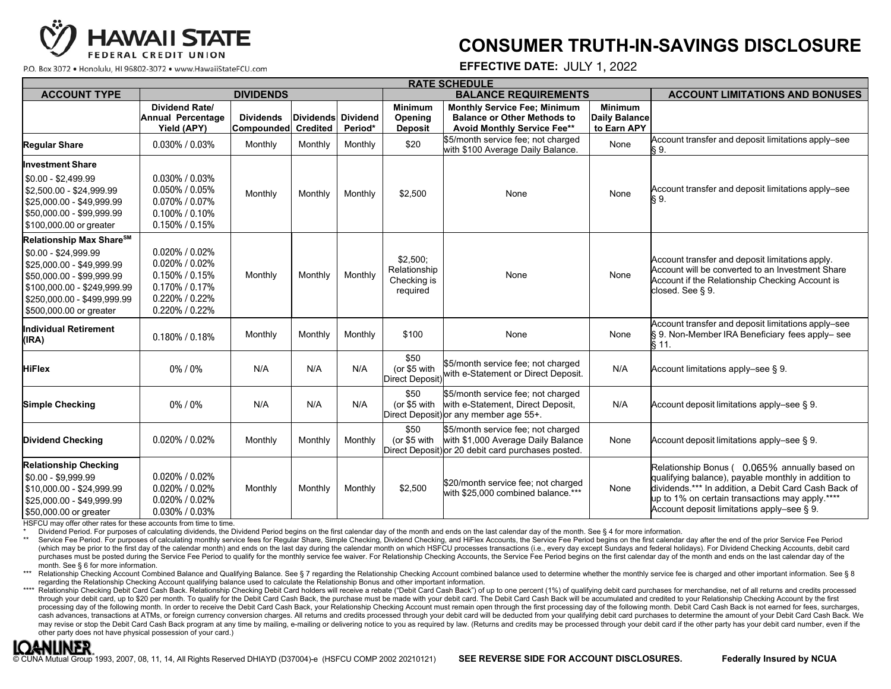HAWAII STATE FEDERAL CREDIT UNION

P.O. Box 3072 • Honolulu, HI 96802-3072 • www.HawaiiStateFCU.com

# CONSUMER TRUTH-IN-SAVINGS DISCLOSURE

**EFFECTIVE DATE:** JULY 1, 2022

**RATE SCHEDULE**

| ACCOUNT TYPE | DIVIDENDS | | | | BALANCE REQUIREMENTS | | | ACCOUNT LIMITATIONS AND BONUSES |
|---|---|---|---|---|---|---|---|---|
| | Dividend Rate/ Annual Percentage Yield (APY) | Dividends Compounded | Dividends Credited | Dividend Period* | Minimum Opening Deposit | Monthly Service Fee; Minimum Balance or Other Methods to Avoid Monthly Service Fee** | Minimum Daily Balance to Earn APY | |
| **Regular Share** | 0.030% / 0.03% | Monthly | Monthly | Monthly | $20 | $5/month service fee; not charged with $100 Average Daily Balance. | None | Account transfer and deposit limitations apply–see § 9. |
| **Investment Share**<br>$0.00 - $2,499.99<br>$2,500.00 - $24,999.99<br>$25,000.00 - $49,999.99<br>$50,000.00 - $99,999.99<br>$100,000.00 or greater | <br>0.030% / 0.03%<br>0.050% / 0.05%<br>0.070% / 0.07%<br>0.100% / 0.10%<br>0.150% / 0.15% | Monthly | Monthly | Monthly | $2,500 | None | None | Account transfer and deposit limitations apply–see § 9. |
| **Relationship Max Share℠**<br>$0.00 - $24,999.99<br>$25,000.00 - $49,999.99<br>$50,000.00 - $99,999.99<br>$100,000.00 - $249,999.99<br>$250,000.00 - $499,999.99<br>$500,000.00 or greater | <br>0.020% / 0.02%<br>0.020% / 0.02%<br>0.150% / 0.15%<br>0.170% / 0.17%<br>0.220% / 0.22%<br>0.220% / 0.22% | Monthly | Monthly | Monthly | $2,500; Relationship Checking is required | None | None | Account transfer and deposit limitations apply. Account will be converted to an Investment Share Account if the Relationship Checking Account is closed. See § 9. |
| **Individual Retirement (IRA)** | 0.180% / 0.18% | Monthly | Monthly | Monthly | $100 | None | None | Account transfer and deposit limitations apply–see § 9. Non-Member IRA Beneficiary fees apply– see § 11. |
| **HiFlex** | 0% / 0% | N/A | N/A | N/A | $50 (or $5 with Direct Deposit) | $5/month service fee; not charged with e-Statement or Direct Deposit. | N/A | Account limitations apply–see § 9. |
| **Simple Checking** | 0% / 0% | N/A | N/A | N/A | $50 (or $5 with Direct Deposit) | $5/month service fee; not charged with e-Statement, Direct Deposit, or any member age 55+. | N/A | Account deposit limitations apply–see § 9. |
| **Dividend Checking** | 0.020% / 0.02% | Monthly | Monthly | Monthly | $50 (or $5 with Direct Deposit) | $5/month service fee; not charged with $1,000 Average Daily Balance or 20 debit card purchases posted. | None | Account deposit limitations apply–see § 9. |
| **Relationship Checking**<br>$0.00 - $9,999.99<br>$10,000.00 - $24,999.99<br>$25,000.00 - $49,999.99<br>$50,000.00 or greater | <br>0.020% / 0.02%<br>0.020% / 0.02%<br>0.020% / 0.02%<br>0.030% / 0.03% | Monthly | Monthly | Monthly | $2,500 | $20/month service fee; not charged with $25,000 combined balance.*** | None | Relationship Bonus ( 0.065% annually based on qualifying balance), payable monthly in addition to dividends.*** In addition, a Debit Card Cash Back of up to 1% on certain transactions may apply.**** Account deposit limitations apply–see § 9. |

HSFCU may offer other rates for these accounts from time to time.

\* Dividend Period. For purposes of calculating dividends, the Dividend Period begins on the first calendar day of the month and ends on the last calendar day of the month. See § 4 for more information.

\*\* Service Fee Period. For purposes of calculating monthly service fees for Regular Share, Simple Checking, Dividend Checking, and HiFlex Accounts, the Service Fee Period begins on the first calendar day after the end of the prior Service Fee Period (which may be prior to the first day of the calendar month) and ends on the last day during the calendar month on which HSFCU processes transactions (i.e., every day except Sundays and federal holidays). For Dividend Checking Accounts, debit card purchases must be posted during the Service Fee Period to qualify for the monthly service fee waiver. For Relationship Checking Accounts, the Service Fee Period begins on the first calendar day of the month and ends on the last calendar day of the month. See § 6 for more information.

\*\*\* Relationship Checking Account Combined Balance and Qualifying Balance. See § 7 regarding the Relationship Checking Account combined balance used to determine whether the monthly service fee is charged and other important information. See § 8 regarding the Relationship Checking Account qualifying balance used to calculate the Relationship Bonus and other important information.

\*\*\*\* Relationship Checking Debit Card Cash Back. Relationship Checking Debit Card holders will receive a rebate ("Debit Card Cash Back") of up to one percent (1%) of qualifying debit card purchases for merchandise, net of all returns and credits processed through your debit card, up to $20 per month. To qualify for the Debit Card Cash Back, the purchase must be made with your debit card. The Debit Card Cash Back will be accumulated and credited to your Relationship Checking Account by the first processing day of the following month. In order to receive the Debit Card Cash Back, your Relationship Checking Account must remain open through the first processing day of the following month. Debit Card Cash Back is not earned for fees, surcharges, cash advances, transactions at ATMs, or foreign currency conversion charges. All returns and credits processed through your debit card will be deducted from your qualifying debit card purchases to determine the amount of your Debit Card Cash Back. We may revise or stop the Debit Card Cash Back program at any time by mailing, e-mailing or delivering notice to you as required by law. (Returns and credits may be processed through your debit card if the other party has your debit card number, even if the other party does not have physical possession of your card.)

© CUNA Mutual Group 1993, 2007, 08, 11, 14, All Rights Reserved DHIAYD (D37004)-e (HSFCU COMP 2002 20210121)

**SEE REVERSE SIDE FOR ACCOUNT DISCLOSURES.**

**Federally Insured by NCUA**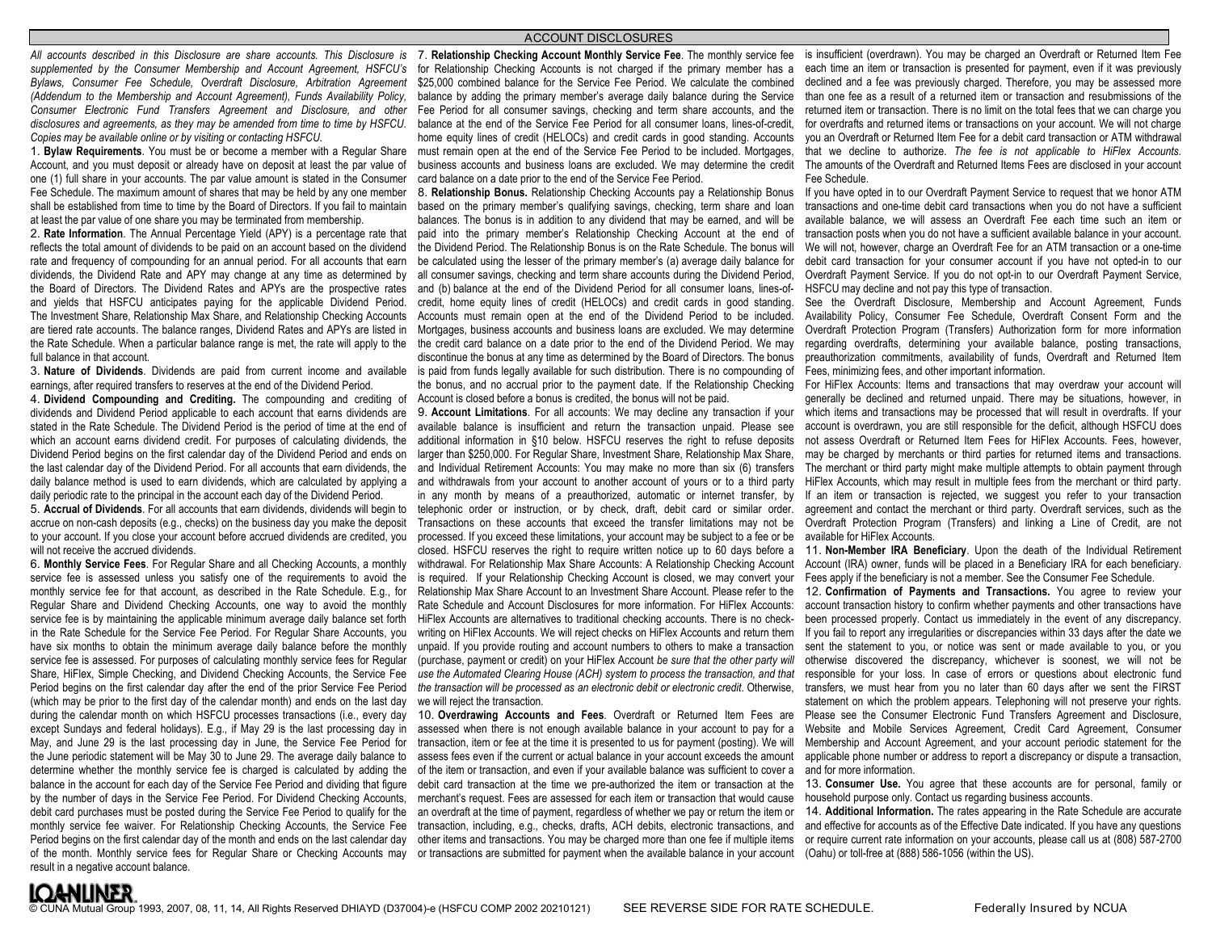# ACCOUNT DISCLOSURES

*All accounts described in this Disclosure are share accounts. This Disclosure is supplemented by the Consumer Membership and Account Agreement, HSFCU's Bylaws, Consumer Fee Schedule, Overdraft Disclosure, Arbitration Agreement (Addendum to the Membership and Account Agreement), Funds Availability Policy, Consumer Electronic Fund Transfers Agreement and Disclosure, and other disclosures and agreements, as they may be amended from time to time by HSFCU. Copies may be available online or by visiting or contacting HSFCU.*

1. **Bylaw Requirements**. You must be or become a member with a Regular Share Account, and you must deposit or already have on deposit at least the par value of one (1) full share in your accounts. The par value amount is stated in the Consumer Fee Schedule. The maximum amount of shares that may be held by any one member shall be established from time to time by the Board of Directors. If you fail to maintain at least the par value of one share you may be terminated from membership.

2. **Rate Information**. The Annual Percentage Yield (APY) is a percentage rate that reflects the total amount of dividends to be paid on an account based on the dividend rate and frequency of compounding for an annual period. For all accounts that earn dividends, the Dividend Rate and APY may change at any time as determined by the Board of Directors. The Dividend Rates and APYs are the prospective rates and yields that HSFCU anticipates paying for the applicable Dividend Period. The Investment Share, Relationship Max Share, and Relationship Checking Accounts are tiered rate accounts. The balance ranges, Dividend Rates and APYs are listed in the Rate Schedule. When a particular balance range is met, the rate will apply to the full balance in that account.

3. **Nature of Dividends**. Dividends are paid from current income and available earnings, after required transfers to reserves at the end of the Dividend Period.

4. **Dividend Compounding and Crediting.** The compounding and crediting of dividends and Dividend Period applicable to each account that earns dividends are stated in the Rate Schedule. The Dividend Period is the period of time at the end of which an account earns dividend credit. For purposes of calculating dividends, the Dividend Period begins on the first calendar day of the Dividend Period and ends on the last calendar day of the Dividend Period. For all accounts that earn dividends, the daily balance method is used to earn dividends, which are calculated by applying a daily periodic rate to the principal in the account each day of the Dividend Period.

5. **Accrual of Dividends**. For all accounts that earn dividends, dividends will begin to accrue on non-cash deposits (e.g., checks) on the business day you make the deposit to your account. If you close your account before accrued dividends are credited, you will not receive the accrued dividends.

6. **Monthly Service Fees**. For Regular Share and all Checking Accounts, a monthly service fee is assessed unless you satisfy one of the requirements to avoid the monthly service fee for that account, as described in the Rate Schedule. E.g., for Regular Share and Dividend Checking Accounts, one way to avoid the monthly service fee is by maintaining the applicable minimum average daily balance set forth in the Rate Schedule for the Service Fee Period. For Regular Share Accounts, you have six months to obtain the minimum average daily balance before the monthly service fee is assessed. For purposes of calculating monthly service fees for Regular Share, HiFlex, Simple Checking, and Dividend Checking Accounts, the Service Fee Period begins on the first calendar day after the end of the prior Service Fee Period (which may be prior to the first day of the calendar month) and ends on the last day during the calendar month on which HSFCU processes transactions (i.e., every day except Sundays and federal holidays). E.g., if May 29 is the last processing day in May, and June 29 is the last processing day in June, the Service Fee Period for the June periodic statement will be May 30 to June 29. The average daily balance to determine whether the monthly service fee is charged is calculated by adding the balance in the account for each day of the Service Fee Period and dividing that figure by the number of days in the Service Fee Period. For Dividend Checking Accounts, debit card purchases must be posted during the Service Fee Period to qualify for the monthly service fee waiver. For Relationship Checking Accounts, the Service Fee Period begins on the first calendar day of the month and ends on the last calendar day of the month. Monthly service fees for Regular Share or Checking Accounts may result in a negative account balance.

7. **Relationship Checking Account Monthly Service Fee**. The monthly service fee for Relationship Checking Accounts is not charged if the primary member has a $25,000 combined balance for the Service Fee Period. We calculate the combined balance by adding the primary member's average daily balance during the Service Fee Period for all consumer savings, checking and term share accounts, and the balance at the end of the Service Fee Period for all consumer loans, lines-of-credit, home equity lines of credit (HELOCs) and credit cards in good standing. Accounts must remain open at the end of the Service Fee Period to be included. Mortgages, business accounts and business loans are excluded. We may determine the credit card balance on a date prior to the end of the Service Fee Period.

8. **Relationship Bonus.** Relationship Checking Accounts pay a Relationship Bonus based on the primary member's qualifying savings, checking, term share and loan balances. The bonus is in addition to any dividend that may be earned, and will be paid into the primary member's Relationship Checking Account at the end of the Dividend Period. The Relationship Bonus is on the Rate Schedule. The bonus will be calculated using the lesser of the primary member's (a) average daily balance for all consumer savings, checking and term share accounts during the Dividend Period, and (b) balance at the end of the Dividend Period for all consumer loans, lines-of-credit, home equity lines of credit (HELOCs) and credit cards in good standing. Accounts must remain open at the end of the Dividend Period to be included. Mortgages, business accounts and business loans are excluded. We may determine the credit card balance on a date prior to the end of the Dividend Period. We may discontinue the bonus at any time as determined by the Board of Directors. The bonus is paid from funds legally available for such distribution. There is no compounding of the bonus, and no accrual prior to the payment date. If the Relationship Checking Account is closed before a bonus is credited, the bonus will not be paid.

9. **Account Limitations**. For all accounts: We may decline any transaction if your available balance is insufficient and return the transaction unpaid. Please see additional information in §10 below. HSFCU reserves the right to refuse deposits larger than $250,000. For Regular Share, Investment Share, Relationship Max Share, and Individual Retirement Accounts: You may make no more than six (6) transfers and withdrawals from your account to another account of yours or to a third party in any month by means of a preauthorized, automatic or internet transfer, by telephonic order or instruction, or by check, draft, debit card or similar order. Transactions on these accounts that exceed the transfer limitations may not be processed. If you exceed these limitations, your account may be subject to a fee or be closed. HSFCU reserves the right to require written notice up to 60 days before a withdrawal. For Relationship Max Share Accounts: A Relationship Checking Account is required. If your Relationship Checking Account is closed, we may convert your Relationship Max Share Account to an Investment Share Account. Please refer to the Rate Schedule and Account Disclosures for more information. For HiFlex Accounts: HiFlex Accounts are alternatives to traditional checking accounts. There is no check-writing on HiFlex Accounts. We will reject checks on HiFlex Accounts and return them unpaid. If you provide routing and account numbers to others to make a transaction (purchase, payment or credit) on your HiFlex Account *be sure that the other party will use the Automated Clearing House (ACH) system to process the transaction, and that the transaction will be processed as an electronic debit or electronic credit*. Otherwise, we will reject the transaction.

10. **Overdrawing Accounts and Fees**. Overdraft or Returned Item Fees are assessed when there is not enough available balance in your account to pay for a transaction, item or fee at the time it is presented to us for payment (posting). We will assess fees even if the current or actual balance in your account exceeds the amount of the item or transaction, and even if your available balance was sufficient to cover a debit card transaction at the time we pre-authorized the item or transaction at the merchant's request. Fees are assessed for each item or transaction that would cause an overdraft at the time of payment, regardless of whether we pay or return the item or transaction, including, e.g., checks, drafts, ACH debits, electronic transactions, and other items and transactions. You may be charged more than one fee if multiple items or transactions are submitted for payment when the available balance in your account is insufficient (overdrawn). You may be charged an Overdraft or Returned Item Fee each time an item or transaction is presented for payment, even if it was previously declined and a fee was previously charged. Therefore, you may be assessed more than one fee as a result of a returned item or transaction and resubmissions of the returned item or transaction. There is no limit on the total fees that we can charge you for overdrafts and returned items or transactions on your account. We will not charge you an Overdraft or Returned Item Fee for a debit card transaction or ATM withdrawal that we decline to authorize. *The fee is not applicable to HiFlex Accounts.* The amounts of the Overdraft and Returned Items Fees are disclosed in your account Fee Schedule.

If you have opted in to our Overdraft Payment Service to request that we honor ATM transactions and one-time debit card transactions when you do not have a sufficient available balance, we will assess an Overdraft Fee each time such an item or transaction posts when you do not have a sufficient available balance in your account. We will not, however, charge an Overdraft Fee for an ATM transaction or a one-time debit card transaction for your consumer account if you have not opted-in to our Overdraft Payment Service. If you do not opt-in to our Overdraft Payment Service, HSFCU may decline and not pay this type of transaction.

See the Overdraft Disclosure, Membership and Account Agreement, Funds Availability Policy, Consumer Fee Schedule, Overdraft Consent Form and the Overdraft Protection Program (Transfers) Authorization form for more information regarding overdrafts, determining your available balance, posting transactions, preauthorization commitments, availability of funds, Overdraft and Returned Item Fees, minimizing fees, and other important information.

For HiFlex Accounts: Items and transactions that may overdraw your account will generally be declined and returned unpaid. There may be situations, however, in which items and transactions may be processed that will result in overdrafts. If your account is overdrawn, you are still responsible for the deficit, although HSFCU does not assess Overdraft or Returned Item Fees for HiFlex Accounts. Fees, however, may be charged by merchants or third parties for returned items and transactions. The merchant or third party might make multiple attempts to obtain payment through HiFlex Accounts, which may result in multiple fees from the merchant or third party. If an item or transaction is rejected, we suggest you refer to your transaction agreement and contact the merchant or third party. Overdraft services, such as the Overdraft Protection Program (Transfers) and linking a Line of Credit, are not available for HiFlex Accounts.

11. **Non-Member IRA Beneficiary**. Upon the death of the Individual Retirement Account (IRA) owner, funds will be placed in a Beneficiary IRA for each beneficiary. Fees apply if the beneficiary is not a member. See the Consumer Fee Schedule.

12. **Confirmation of Payments and Transactions.** You agree to review your account transaction history to confirm whether payments and other transactions have been processed properly. Contact us immediately in the event of any discrepancy. If you fail to report any irregularities or discrepancies within 33 days after the date we sent the statement to you, or notice was sent or made available to you, or you otherwise discovered the discrepancy, whichever is soonest, we will not be responsible for your loss. In case of errors or questions about electronic fund transfers, we must hear from you no later than 60 days after we sent the FIRST statement on which the problem appears. Telephoning will not preserve your rights. Please see the Consumer Electronic Fund Transfers Agreement and Disclosure, Website and Mobile Services Agreement, Credit Card Agreement, Consumer Membership and Account Agreement, and your account periodic statement for the applicable phone number or address to report a discrepancy or dispute a transaction, and for more information.

13. **Consumer Use.** You agree that these accounts are for personal, family or household purpose only. Contact us regarding business accounts.

14. **Additional Information.** The rates appearing in the Rate Schedule are accurate and effective for accounts as of the Effective Date indicated. If you have any questions or require current rate information on your accounts, please call us at (808) 587-2700 (Oahu) or toll-free at (888) 586-1056 (within the US).

LOANLINER

© CUNA Mutual Group 1993, 2007, 08, 11, 14, All Rights Reserved DHIAYD (D37004)-e (HSFCU COMP 2002 20210121) SEE REVERSE SIDE FOR RATE SCHEDULE. Federally Insured by NCUA